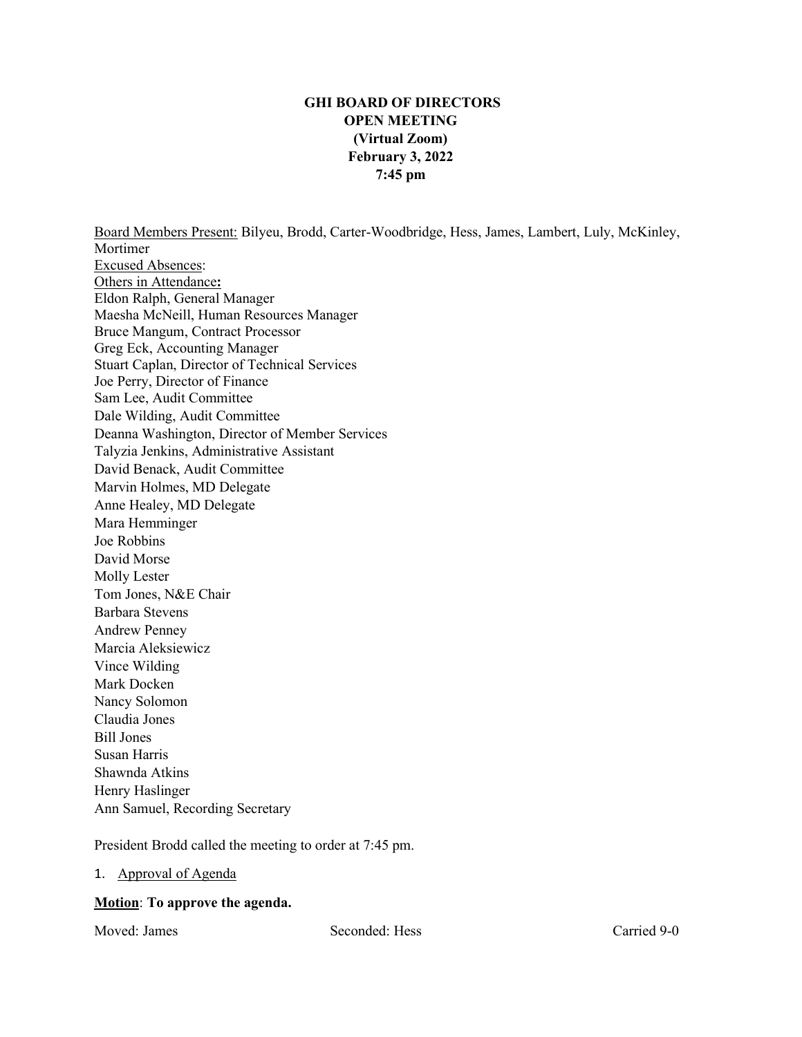# GHI BOARD OF DIRECTORS
## OPEN MEETING
### (Virtual Zoom)
### February 3, 2022
### 7:45 pm

Board Members Present: Bilyeu, Brodd, Carter-Woodbridge, Hess, James, Lambert, Luly, McKinley, Mortimer
Excused Absences:
Others in Attendance**:**
Eldon Ralph, General Manager
Maesha McNeill, Human Resources Manager
Bruce Mangum, Contract Processor
Greg Eck, Accounting Manager
Stuart Caplan, Director of Technical Services
Joe Perry, Director of Finance
Sam Lee, Audit Committee
Dale Wilding, Audit Committee
Deanna Washington, Director of Member Services
Talyzia Jenkins, Administrative Assistant
David Benack, Audit Committee
Marvin Holmes, MD Delegate
Anne Healey, MD Delegate
Mara Hemminger
Joe Robbins
David Morse
Molly Lester
Tom Jones, N&E Chair
Barbara Stevens
Andrew Penney
Marcia Aleksiewicz
Vince Wilding
Mark Docken
Nancy Solomon
Claudia Jones
Bill Jones
Susan Harris
Shawnda Atkins
Henry Haslinger
Ann Samuel, Recording Secretary

President Brodd called the meeting to order at 7:45 pm.

1. Approval of Agenda

**Motion**: **To approve the agenda.**

Moved: James Seconded: Hess Carried 9-0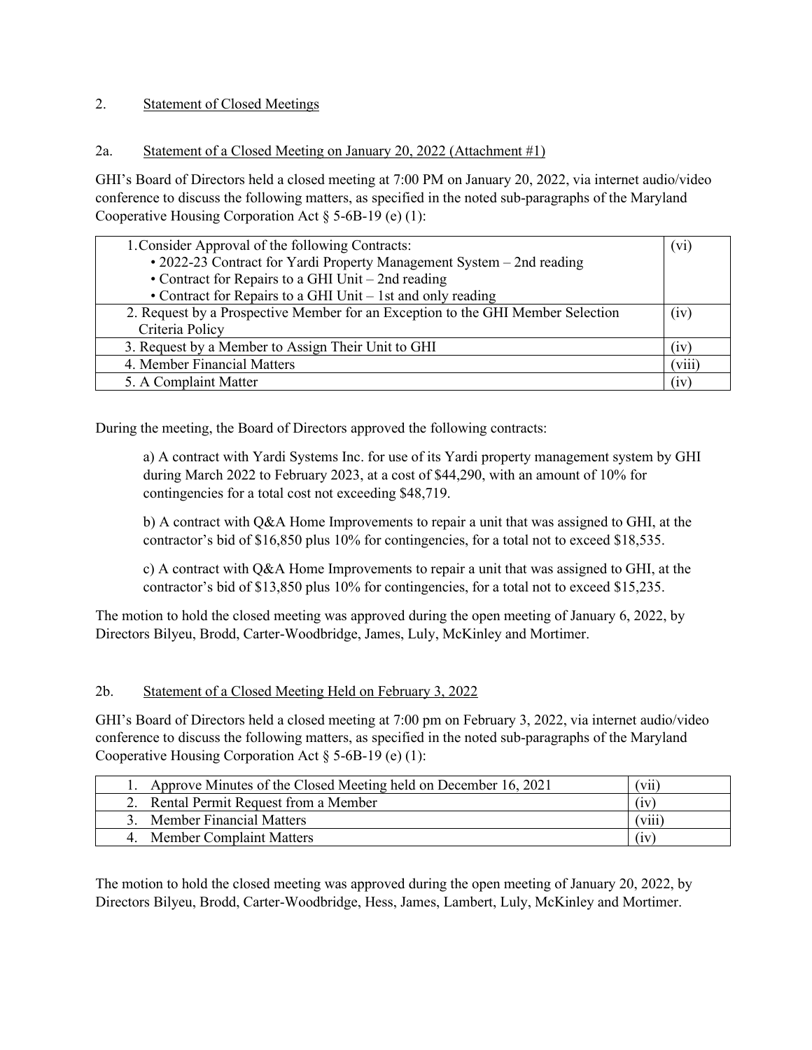## 2. Statement of Closed Meetings

### 2a. Statement of a Closed Meeting on January 20, 2022 (Attachment #1)

GHI's Board of Directors held a closed meeting at 7:00 PM on January 20, 2022, via internet audio/video conference to discuss the following matters, as specified in the noted sub-paragraphs of the Maryland Cooperative Housing Corporation Act § 5-6B-19 (e) (1):

| | |
|---|---|
| 1. Consider Approval of the following Contracts:<br>• 2022-23 Contract for Yardi Property Management System – 2nd reading<br>• Contract for Repairs to a GHI Unit – 2nd reading<br>• Contract for Repairs to a GHI Unit – 1st and only reading | (vi) |
| 2. Request by a Prospective Member for an Exception to the GHI Member Selection Criteria Policy | (iv) |
| 3. Request by a Member to Assign Their Unit to GHI | (iv) |
| 4. Member Financial Matters | (viii) |
| 5. A Complaint Matter | (iv) |

During the meeting, the Board of Directors approved the following contracts:

> a) A contract with Yardi Systems Inc. for use of its Yardi property management system by GHI during March 2022 to February 2023, at a cost of $44,290, with an amount of 10% for contingencies for a total cost not exceeding $48,719.
>
> b) A contract with Q&A Home Improvements to repair a unit that was assigned to GHI, at the contractor's bid of $16,850 plus 10% for contingencies, for a total not to exceed $18,535.
>
> c) A contract with Q&A Home Improvements to repair a unit that was assigned to GHI, at the contractor's bid of $13,850 plus 10% for contingencies, for a total not to exceed $15,235.

The motion to hold the closed meeting was approved during the open meeting of January 6, 2022, by Directors Bilyeu, Brodd, Carter-Woodbridge, James, Luly, McKinley and Mortimer.

### 2b. Statement of a Closed Meeting Held on February 3, 2022

GHI's Board of Directors held a closed meeting at 7:00 pm on February 3, 2022, via internet audio/video conference to discuss the following matters, as specified in the noted sub-paragraphs of the Maryland Cooperative Housing Corporation Act § 5-6B-19 (e) (1):

| | |
|---|---|
| 1. Approve Minutes of the Closed Meeting held on December 16, 2021 | (vii) |
| 2. Rental Permit Request from a Member | (iv) |
| 3. Member Financial Matters | (viii) |
| 4. Member Complaint Matters | (iv) |

The motion to hold the closed meeting was approved during the open meeting of January 20, 2022, by Directors Bilyeu, Brodd, Carter-Woodbridge, Hess, James, Lambert, Luly, McKinley and Mortimer.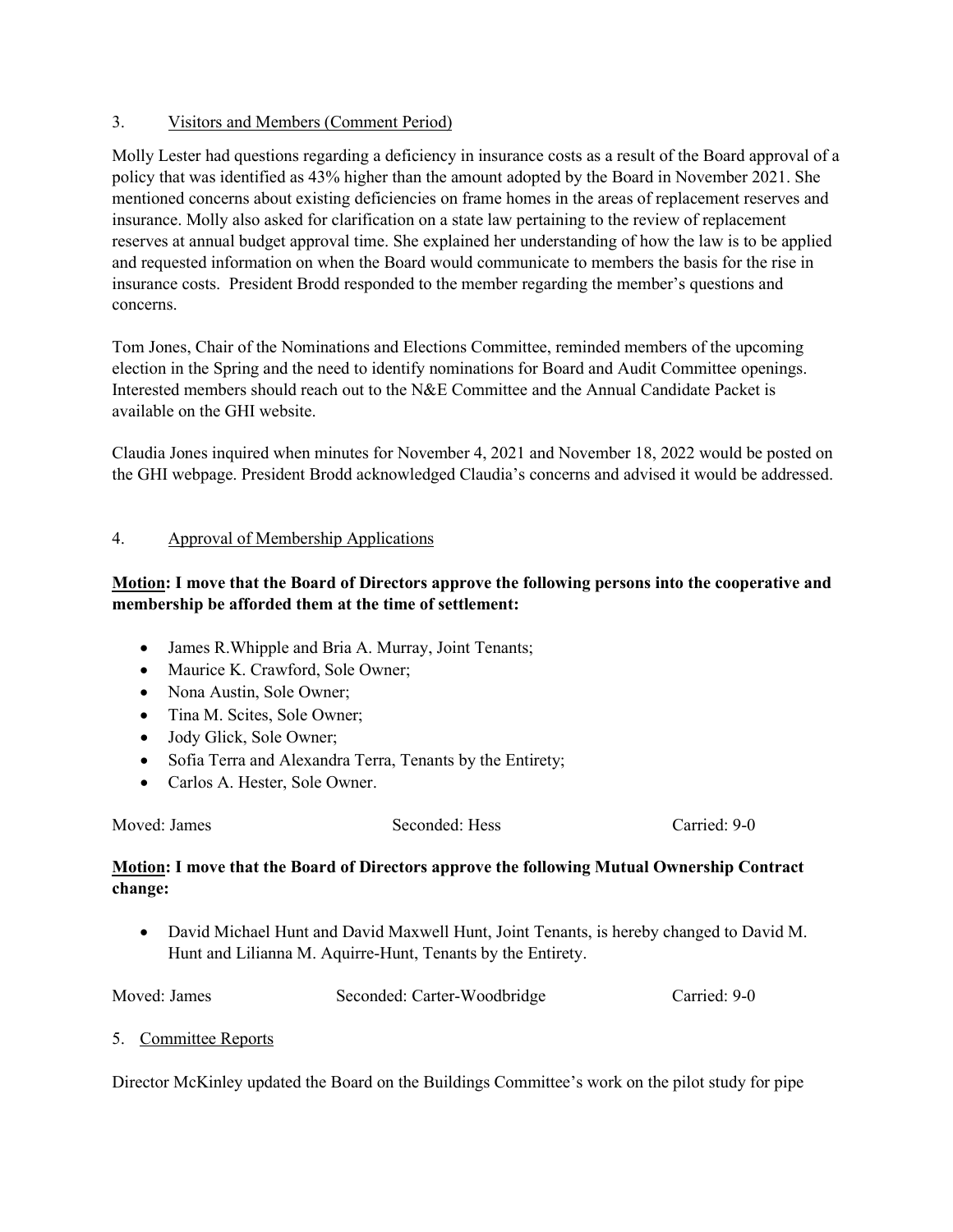3. Visitors and Members (Comment Period)

Molly Lester had questions regarding a deficiency in insurance costs as a result of the Board approval of a policy that was identified as 43% higher than the amount adopted by the Board in November 2021. She mentioned concerns about existing deficiencies on frame homes in the areas of replacement reserves and insurance. Molly also asked for clarification on a state law pertaining to the review of replacement reserves at annual budget approval time. She explained her understanding of how the law is to be applied and requested information on when the Board would communicate to members the basis for the rise in insurance costs. President Brodd responded to the member regarding the member's questions and concerns.

Tom Jones, Chair of the Nominations and Elections Committee, reminded members of the upcoming election in the Spring and the need to identify nominations for Board and Audit Committee openings. Interested members should reach out to the N&E Committee and the Annual Candidate Packet is available on the GHI website.

Claudia Jones inquired when minutes for November 4, 2021 and November 18, 2022 would be posted on the GHI webpage. President Brodd acknowledged Claudia's concerns and advised it would be addressed.

4. Approval of Membership Applications

**Motion: I move that the Board of Directors approve the following persons into the cooperative and membership be afforded them at the time of settlement:**

- James R.Whipple and Bria A. Murray, Joint Tenants;
- Maurice K. Crawford, Sole Owner;
- Nona Austin, Sole Owner;
- Tina M. Scites, Sole Owner;
- Jody Glick, Sole Owner;
- Sofia Terra and Alexandra Terra, Tenants by the Entirety;
- Carlos A. Hester, Sole Owner.

Moved: James Seconded: Hess Carried: 9-0

**Motion: I move that the Board of Directors approve the following Mutual Ownership Contract change:**

- David Michael Hunt and David Maxwell Hunt, Joint Tenants, is hereby changed to David M. Hunt and Lilianna M. Aquirre-Hunt, Tenants by the Entirety.

Moved: James Seconded: Carter-Woodbridge Carried: 9-0

5. Committee Reports

Director McKinley updated the Board on the Buildings Committee's work on the pilot study for pipe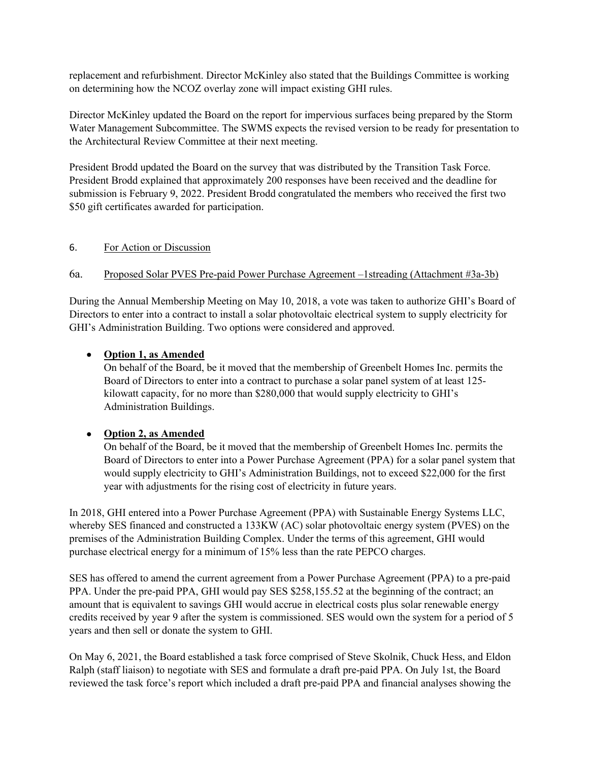replacement and refurbishment. Director McKinley also stated that the Buildings Committee is working on determining how the NCOZ overlay zone will impact existing GHI rules.

Director McKinley updated the Board on the report for impervious surfaces being prepared by the Storm Water Management Subcommittee. The SWMS expects the revised version to be ready for presentation to the Architectural Review Committee at their next meeting.

President Brodd updated the Board on the survey that was distributed by the Transition Task Force. President Brodd explained that approximately 200 responses have been received and the deadline for submission is February 9, 2022. President Brodd congratulated the members who received the first two $50 gift certificates awarded for participation.

6. For Action or Discussion

6a. Proposed Solar PVES Pre-paid Power Purchase Agreement –1streading (Attachment #3a-3b)

During the Annual Membership Meeting on May 10, 2018, a vote was taken to authorize GHI's Board of Directors to enter into a contract to install a solar photovoltaic electrical system to supply electricity for GHI's Administration Building. Two options were considered and approved.

- **Option 1, as Amended**
  On behalf of the Board, be it moved that the membership of Greenbelt Homes Inc. permits the Board of Directors to enter into a contract to purchase a solar panel system of at least 125-kilowatt capacity, for no more than $280,000 that would supply electricity to GHI's Administration Buildings.

- **Option 2, as Amended**
  On behalf of the Board, be it moved that the membership of Greenbelt Homes Inc. permits the Board of Directors to enter into a Power Purchase Agreement (PPA) for a solar panel system that would supply electricity to GHI's Administration Buildings, not to exceed $22,000 for the first year with adjustments for the rising cost of electricity in future years.

In 2018, GHI entered into a Power Purchase Agreement (PPA) with Sustainable Energy Systems LLC, whereby SES financed and constructed a 133KW (AC) solar photovoltaic energy system (PVES) on the premises of the Administration Building Complex. Under the terms of this agreement, GHI would purchase electrical energy for a minimum of 15% less than the rate PEPCO charges.

SES has offered to amend the current agreement from a Power Purchase Agreement (PPA) to a pre-paid PPA. Under the pre-paid PPA, GHI would pay SES $258,155.52 at the beginning of the contract; an amount that is equivalent to savings GHI would accrue in electrical costs plus solar renewable energy credits received by year 9 after the system is commissioned. SES would own the system for a period of 5 years and then sell or donate the system to GHI.

On May 6, 2021, the Board established a task force comprised of Steve Skolnik, Chuck Hess, and Eldon Ralph (staff liaison) to negotiate with SES and formulate a draft pre-paid PPA. On July 1st, the Board reviewed the task force's report which included a draft pre-paid PPA and financial analyses showing the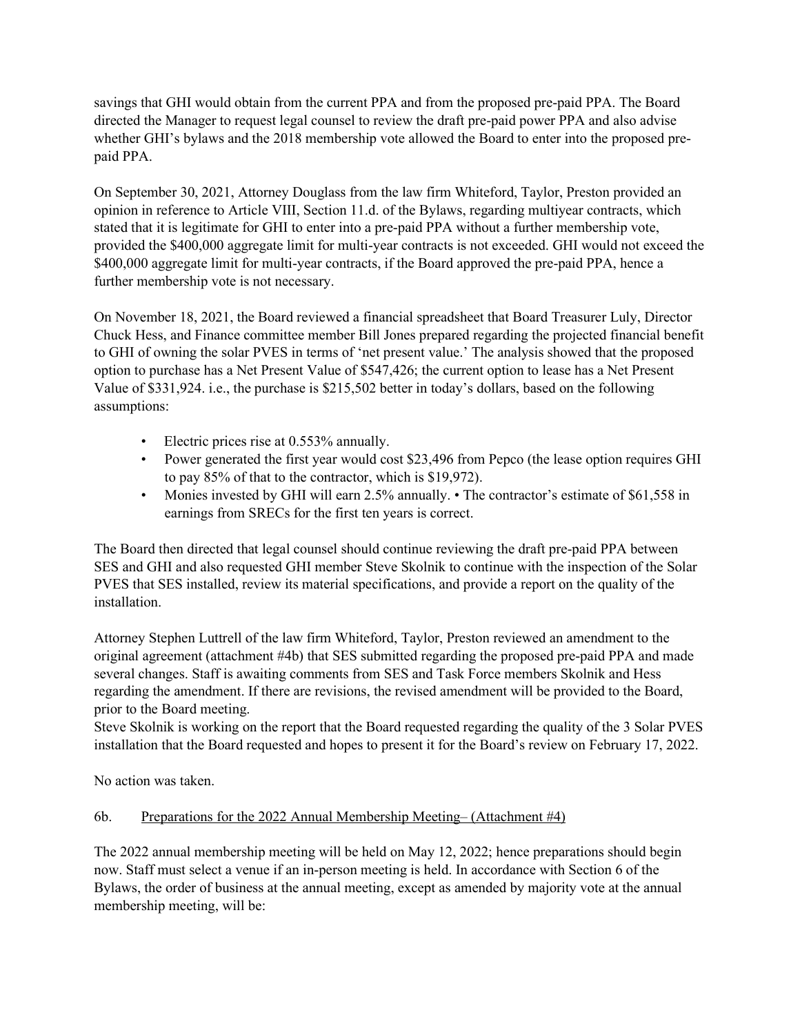savings that GHI would obtain from the current PPA and from the proposed pre-paid PPA. The Board directed the Manager to request legal counsel to review the draft pre-paid power PPA and also advise whether GHI's bylaws and the 2018 membership vote allowed the Board to enter into the proposed pre-paid PPA.

On September 30, 2021, Attorney Douglass from the law firm Whiteford, Taylor, Preston provided an opinion in reference to Article VIII, Section 11.d. of the Bylaws, regarding multiyear contracts, which stated that it is legitimate for GHI to enter into a pre-paid PPA without a further membership vote, provided the $400,000 aggregate limit for multi-year contracts is not exceeded. GHI would not exceed the $400,000 aggregate limit for multi-year contracts, if the Board approved the pre-paid PPA, hence a further membership vote is not necessary.

On November 18, 2021, the Board reviewed a financial spreadsheet that Board Treasurer Luly, Director Chuck Hess, and Finance committee member Bill Jones prepared regarding the projected financial benefit to GHI of owning the solar PVES in terms of 'net present value.' The analysis showed that the proposed option to purchase has a Net Present Value of $547,426; the current option to lease has a Net Present Value of $331,924. i.e., the purchase is $215,502 better in today's dollars, based on the following assumptions:

- Electric prices rise at 0.553% annually.
- Power generated the first year would cost $23,496 from Pepco (the lease option requires GHI to pay 85% of that to the contractor, which is $19,972).
- Monies invested by GHI will earn 2.5% annually. • The contractor's estimate of $61,558 in earnings from SRECs for the first ten years is correct.

The Board then directed that legal counsel should continue reviewing the draft pre-paid PPA between SES and GHI and also requested GHI member Steve Skolnik to continue with the inspection of the Solar PVES that SES installed, review its material specifications, and provide a report on the quality of the installation.

Attorney Stephen Luttrell of the law firm Whiteford, Taylor, Preston reviewed an amendment to the original agreement (attachment #4b) that SES submitted regarding the proposed pre-paid PPA and made several changes. Staff is awaiting comments from SES and Task Force members Skolnik and Hess regarding the amendment. If there are revisions, the revised amendment will be provided to the Board, prior to the Board meeting.
Steve Skolnik is working on the report that the Board requested regarding the quality of the 3 Solar PVES installation that the Board requested and hopes to present it for the Board's review on February 17, 2022.

No action was taken.

6b. Preparations for the 2022 Annual Membership Meeting– (Attachment #4)

The 2022 annual membership meeting will be held on May 12, 2022; hence preparations should begin now. Staff must select a venue if an in-person meeting is held. In accordance with Section 6 of the Bylaws, the order of business at the annual meeting, except as amended by majority vote at the annual membership meeting, will be: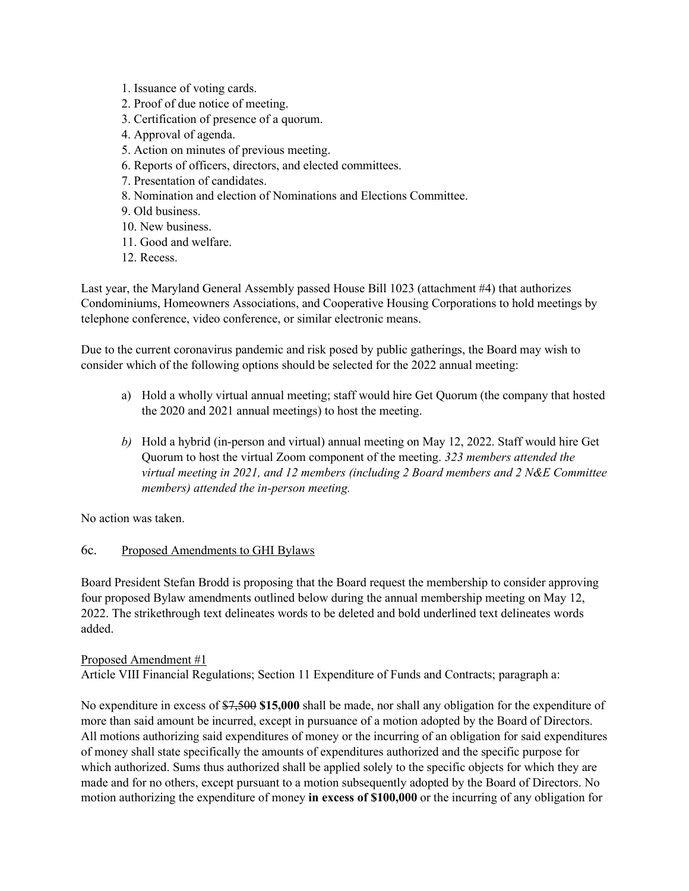1. Issuance of voting cards.
2. Proof of due notice of meeting.
3. Certification of presence of a quorum.
4. Approval of agenda.
5. Action on minutes of previous meeting.
6. Reports of officers, directors, and elected committees.
7. Presentation of candidates.
8. Nomination and election of Nominations and Elections Committee.
9. Old business.
10. New business.
11. Good and welfare.
12. Recess.

Last year, the Maryland General Assembly passed House Bill 1023 (attachment #4) that authorizes Condominiums, Homeowners Associations, and Cooperative Housing Corporations to hold meetings by telephone conference, video conference, or similar electronic means.

Due to the current coronavirus pandemic and risk posed by public gatherings, the Board may wish to consider which of the following options should be selected for the 2022 annual meeting:

a) Hold a wholly virtual annual meeting; staff would hire Get Quorum (the company that hosted the 2020 and 2021 annual meetings) to host the meeting.

*b)* Hold a hybrid (in-person and virtual) annual meeting on May 12, 2022. Staff would hire Get Quorum to host the virtual Zoom component of the meeting. *323 members attended the virtual meeting in 2021, and 12 members (including 2 Board members and 2 N&E Committee members) attended the in-person meeting.*

No action was taken.

6c. Proposed Amendments to GHI Bylaws

Board President Stefan Brodd is proposing that the Board request the membership to consider approving four proposed Bylaw amendments outlined below during the annual membership meeting on May 12, 2022. The strikethrough text delineates words to be deleted and bold underlined text delineates words added.

Proposed Amendment #1
Article VIII Financial Regulations; Section 11 Expenditure of Funds and Contracts; paragraph a:

No expenditure in excess of ~~$7,500~~ **$15,000** shall be made, nor shall any obligation for the expenditure of more than said amount be incurred, except in pursuance of a motion adopted by the Board of Directors. All motions authorizing said expenditures of money or the incurring of an obligation for said expenditures of money shall state specifically the amounts of expenditures authorized and the specific purpose for which authorized. Sums thus authorized shall be applied solely to the specific objects for which they are made and for no others, except pursuant to a motion subsequently adopted by the Board of Directors. No motion authorizing the expenditure of money **in excess of $100,000** or the incurring of any obligation for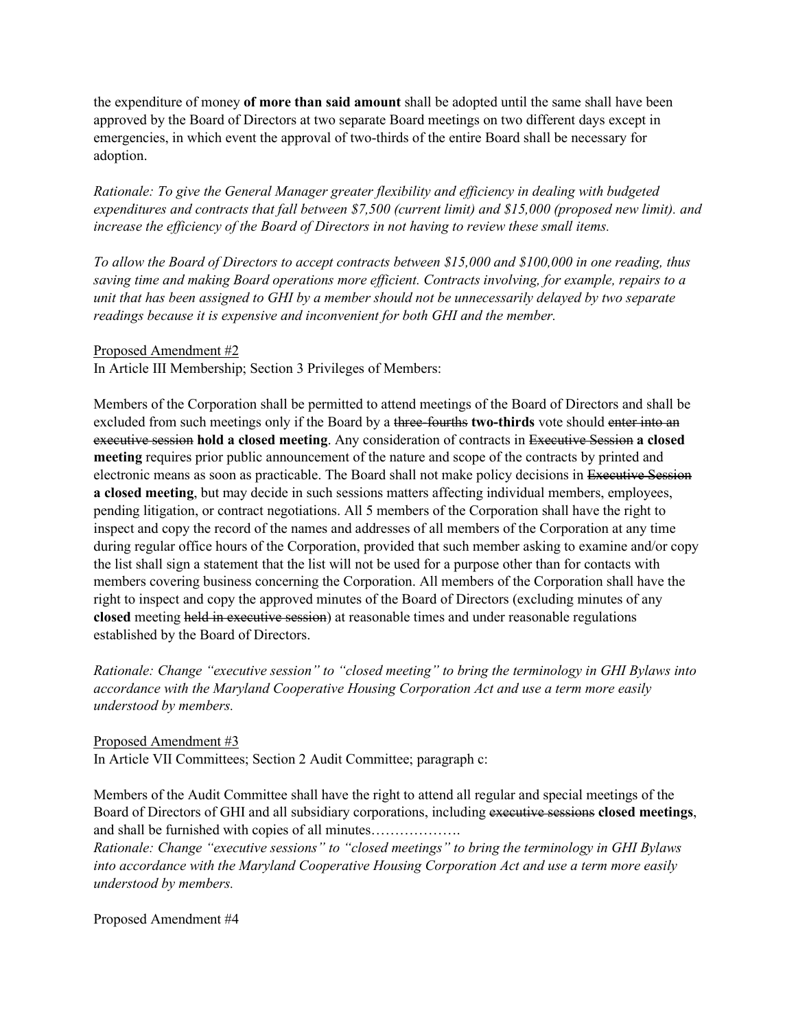the expenditure of money **of more than said amount** shall be adopted until the same shall have been approved by the Board of Directors at two separate Board meetings on two different days except in emergencies, in which event the approval of two-thirds of the entire Board shall be necessary for adoption.

*Rationale: To give the General Manager greater flexibility and efficiency in dealing with budgeted expenditures and contracts that fall between $7,500 (current limit) and $15,000 (proposed new limit). and increase the efficiency of the Board of Directors in not having to review these small items.*

*To allow the Board of Directors to accept contracts between $15,000 and $100,000 in one reading, thus saving time and making Board operations more efficient. Contracts involving, for example, repairs to a unit that has been assigned to GHI by a member should not be unnecessarily delayed by two separate readings because it is expensive and inconvenient for both GHI and the member.*

Proposed Amendment #2

In Article III Membership; Section 3 Privileges of Members:

Members of the Corporation shall be permitted to attend meetings of the Board of Directors and shall be excluded from such meetings only if the Board by a ~~three-fourths~~ **two-thirds** vote should ~~enter into an executive session~~ **hold a closed meeting**. Any consideration of contracts in ~~Executive Session~~ **a closed meeting** requires prior public announcement of the nature and scope of the contracts by printed and electronic means as soon as practicable. The Board shall not make policy decisions in ~~Executive Session~~ **a closed meeting**, but may decide in such sessions matters affecting individual members, employees, pending litigation, or contract negotiations. All 5 members of the Corporation shall have the right to inspect and copy the record of the names and addresses of all members of the Corporation at any time during regular office hours of the Corporation, provided that such member asking to examine and/or copy the list shall sign a statement that the list will not be used for a purpose other than for contacts with members covering business concerning the Corporation. All members of the Corporation shall have the right to inspect and copy the approved minutes of the Board of Directors (excluding minutes of any **closed** meeting ~~held in executive session~~) at reasonable times and under reasonable regulations established by the Board of Directors.

*Rationale: Change "executive session" to "closed meeting" to bring the terminology in GHI Bylaws into accordance with the Maryland Cooperative Housing Corporation Act and use a term more easily understood by members.*

Proposed Amendment #3

In Article VII Committees; Section 2 Audit Committee; paragraph c:

Members of the Audit Committee shall have the right to attend all regular and special meetings of the Board of Directors of GHI and all subsidiary corporations, including ~~executive sessions~~ **closed meetings**, and shall be furnished with copies of all minutes……………….

*Rationale: Change "executive sessions" to "closed meetings" to bring the terminology in GHI Bylaws into accordance with the Maryland Cooperative Housing Corporation Act and use a term more easily understood by members.*

Proposed Amendment #4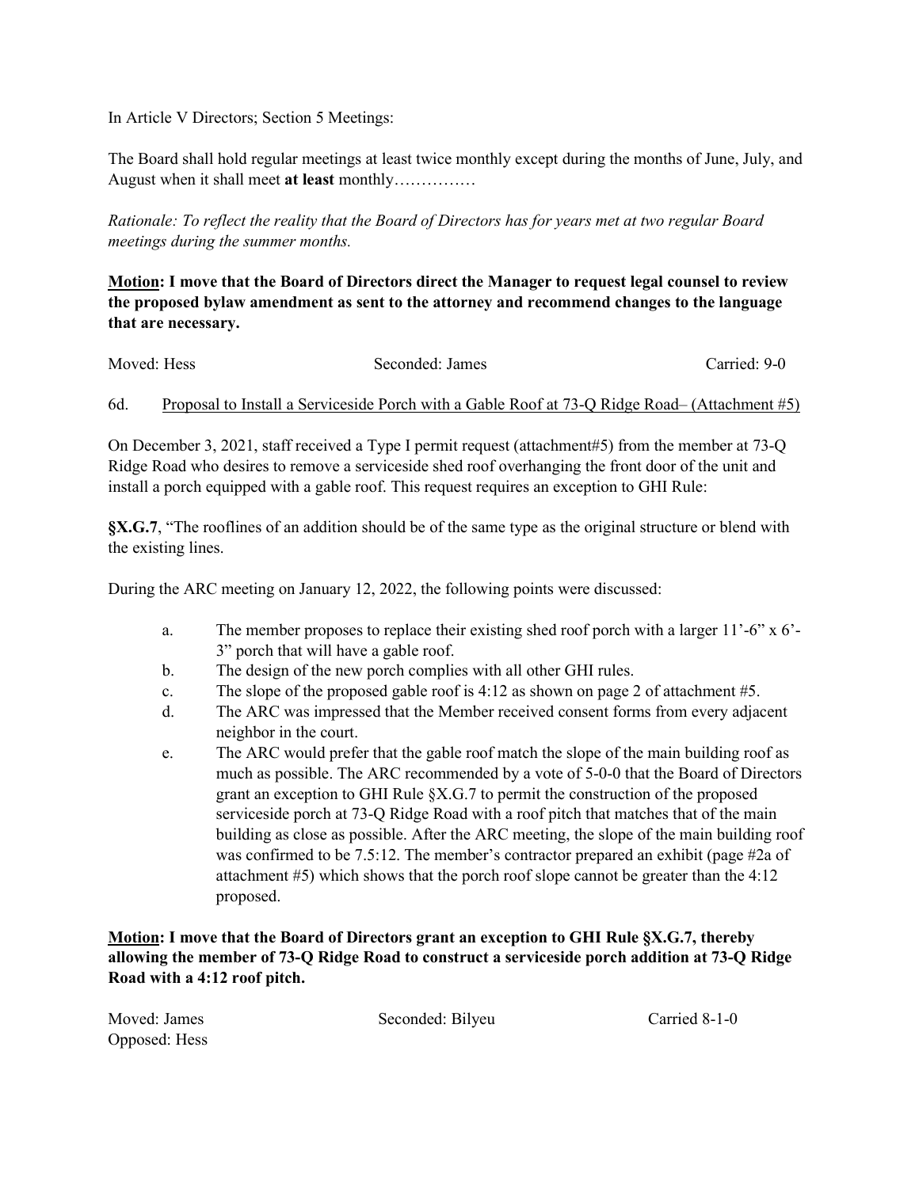In Article V Directors; Section 5 Meetings:

The Board shall hold regular meetings at least twice monthly except during the months of June, July, and August when it shall meet **at least** monthly……………

*Rationale: To reflect the reality that the Board of Directors has for years met at two regular Board meetings during the summer months.*

**<u>Motion</u>: I move that the Board of Directors direct the Manager to request legal counsel to review the proposed bylaw amendment as sent to the attorney and recommend changes to the language that are necessary.**

Moved: Hess　　　　　　　　　Seconded: James　　　　　　　　　Carried: 9-0

6d. <u>Proposal to Install a Serviceside Porch with a Gable Roof at 73-Q Ridge Road– (Attachment #5)</u>

On December 3, 2021, staff received a Type I permit request (attachment#5) from the member at 73-Q Ridge Road who desires to remove a serviceside shed roof overhanging the front door of the unit and install a porch equipped with a gable roof. This request requires an exception to GHI Rule:

**§X.G.7**, "The rooflines of an addition should be of the same type as the original structure or blend with the existing lines.

During the ARC meeting on January 12, 2022, the following points were discussed:

a. The member proposes to replace their existing shed roof porch with a larger 11'-6" x 6'-3" porch that will have a gable roof.
b. The design of the new porch complies with all other GHI rules.
c. The slope of the proposed gable roof is 4:12 as shown on page 2 of attachment #5.
d. The ARC was impressed that the Member received consent forms from every adjacent neighbor in the court.
e. The ARC would prefer that the gable roof match the slope of the main building roof as much as possible. The ARC recommended by a vote of 5-0-0 that the Board of Directors grant an exception to GHI Rule §X.G.7 to permit the construction of the proposed serviceside porch at 73-Q Ridge Road with a roof pitch that matches that of the main building as close as possible. After the ARC meeting, the slope of the main building roof was confirmed to be 7.5:12. The member's contractor prepared an exhibit (page #2a of attachment #5) which shows that the porch roof slope cannot be greater than the 4:12 proposed.

**<u>Motion</u>: I move that the Board of Directors grant an exception to GHI Rule §X.G.7, thereby allowing the member of 73-Q Ridge Road to construct a serviceside porch addition at 73-Q Ridge Road with a 4:12 roof pitch.**

Moved: James　　　　　　　　　Seconded: Bilyeu　　　　　　　　　Carried 8-1-0
Opposed: Hess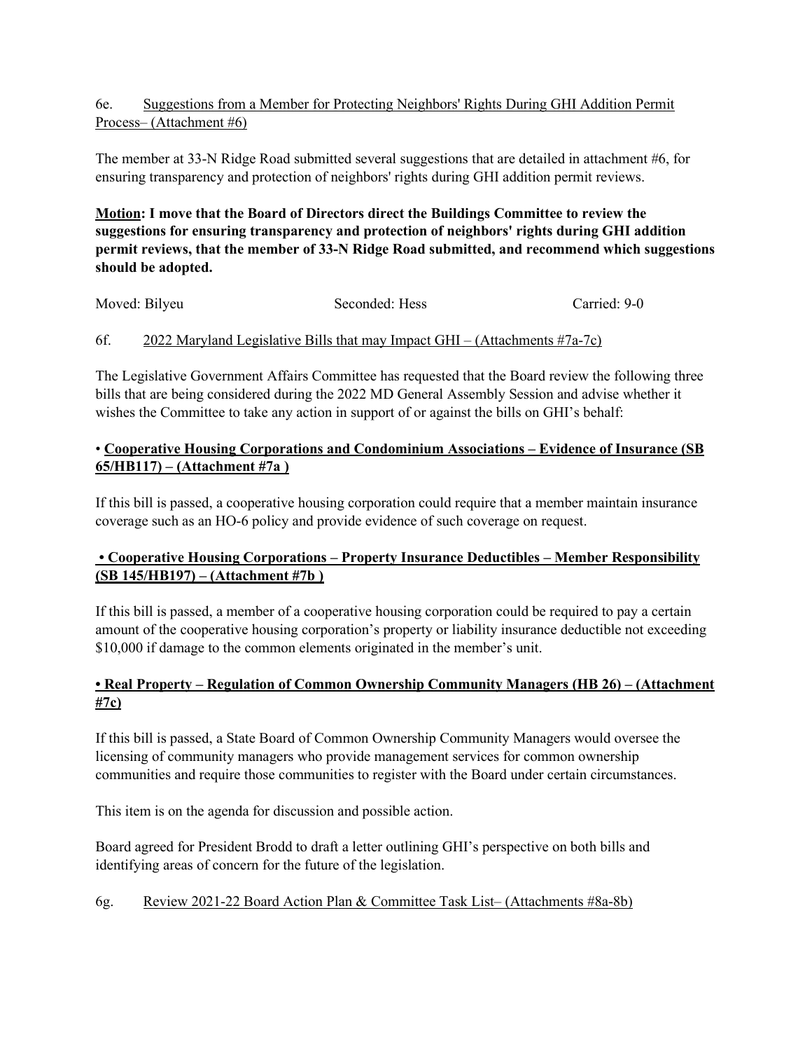6e. Suggestions from a Member for Protecting Neighbors' Rights During GHI Addition Permit Process– (Attachment #6)

The member at 33-N Ridge Road submitted several suggestions that are detailed in attachment #6, for ensuring transparency and protection of neighbors' rights during GHI addition permit reviews.

**Motion: I move that the Board of Directors direct the Buildings Committee to review the suggestions for ensuring transparency and protection of neighbors' rights during GHI addition permit reviews, that the member of 33-N Ridge Road submitted, and recommend which suggestions should be adopted.**

Moved: Bilyeu        Seconded: Hess        Carried: 9-0

6f. 2022 Maryland Legislative Bills that may Impact GHI – (Attachments #7a-7c)

The Legislative Government Affairs Committee has requested that the Board review the following three bills that are being considered during the 2022 MD General Assembly Session and advise whether it wishes the Committee to take any action in support of or against the bills on GHI's behalf:

• **Cooperative Housing Corporations and Condominium Associations – Evidence of Insurance (SB 65/HB117) – (Attachment #7a )**

If this bill is passed, a cooperative housing corporation could require that a member maintain insurance coverage such as an HO-6 policy and provide evidence of such coverage on request.

**• Cooperative Housing Corporations – Property Insurance Deductibles – Member Responsibility (SB 145/HB197) – (Attachment #7b )**

If this bill is passed, a member of a cooperative housing corporation could be required to pay a certain amount of the cooperative housing corporation's property or liability insurance deductible not exceeding $10,000 if damage to the common elements originated in the member's unit.

**• Real Property – Regulation of Common Ownership Community Managers (HB 26) – (Attachment #7c)**

If this bill is passed, a State Board of Common Ownership Community Managers would oversee the licensing of community managers who provide management services for common ownership communities and require those communities to register with the Board under certain circumstances.

This item is on the agenda for discussion and possible action.

Board agreed for President Brodd to draft a letter outlining GHI's perspective on both bills and identifying areas of concern for the future of the legislation.

6g. Review 2021-22 Board Action Plan & Committee Task List– (Attachments #8a-8b)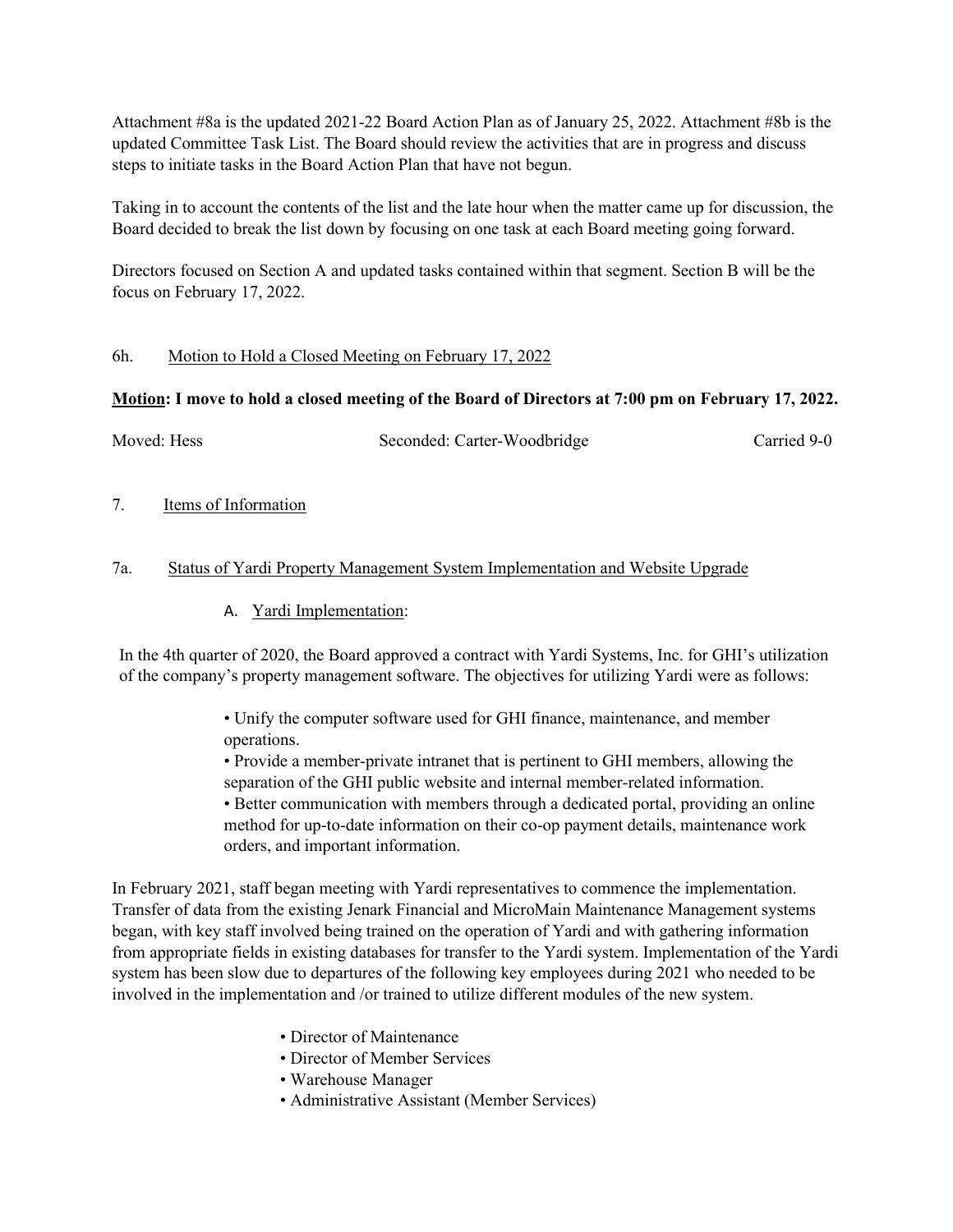Attachment #8a is the updated 2021-22 Board Action Plan as of January 25, 2022. Attachment #8b is the updated Committee Task List. The Board should review the activities that are in progress and discuss steps to initiate tasks in the Board Action Plan that have not begun.

Taking in to account the contents of the list and the late hour when the matter came up for discussion, the Board decided to break the list down by focusing on one task at each Board meeting going forward.

Directors focused on Section A and updated tasks contained within that segment. Section B will be the focus on February 17, 2022.

6h. Motion to Hold a Closed Meeting on February 17, 2022

**Motion: I move to hold a closed meeting of the Board of Directors at 7:00 pm on February 17, 2022.**

Moved: Hess Seconded: Carter-Woodbridge Carried 9-0

7. Items of Information

7a. Status of Yardi Property Management System Implementation and Website Upgrade

A. Yardi Implementation:

In the 4th quarter of 2020, the Board approved a contract with Yardi Systems, Inc. for GHI's utilization of the company's property management software. The objectives for utilizing Yardi were as follows:

- Unify the computer software used for GHI finance, maintenance, and member operations.
- Provide a member-private intranet that is pertinent to GHI members, allowing the separation of the GHI public website and internal member-related information.
- Better communication with members through a dedicated portal, providing an online method for up-to-date information on their co-op payment details, maintenance work orders, and important information.

In February 2021, staff began meeting with Yardi representatives to commence the implementation. Transfer of data from the existing Jenark Financial and MicroMain Maintenance Management systems began, with key staff involved being trained on the operation of Yardi and with gathering information from appropriate fields in existing databases for transfer to the Yardi system. Implementation of the Yardi system has been slow due to departures of the following key employees during 2021 who needed to be involved in the implementation and /or trained to utilize different modules of the new system.

- Director of Maintenance
- Director of Member Services
- Warehouse Manager
- Administrative Assistant (Member Services)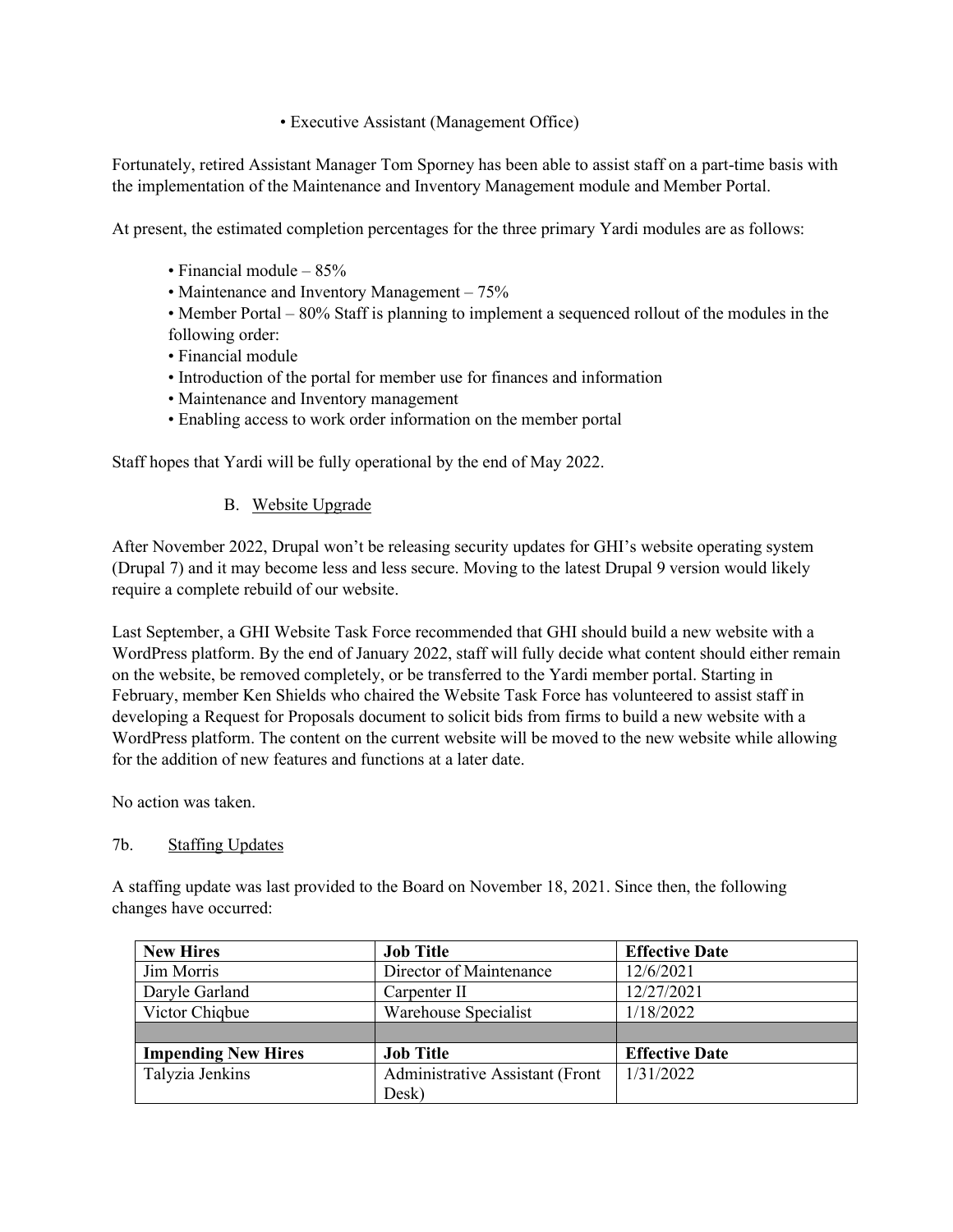- Executive Assistant (Management Office)

Fortunately, retired Assistant Manager Tom Sporney has been able to assist staff on a part-time basis with the implementation of the Maintenance and Inventory Management module and Member Portal.

At present, the estimated completion percentages for the three primary Yardi modules are as follows:

- Financial module – 85%
- Maintenance and Inventory Management – 75%
- Member Portal – 80% Staff is planning to implement a sequenced rollout of the modules in the following order:
- Financial module
- Introduction of the portal for member use for finances and information
- Maintenance and Inventory management
- Enabling access to work order information on the member portal

Staff hopes that Yardi will be fully operational by the end of May 2022.

B. Website Upgrade

After November 2022, Drupal won't be releasing security updates for GHI's website operating system (Drupal 7) and it may become less and less secure. Moving to the latest Drupal 9 version would likely require a complete rebuild of our website.

Last September, a GHI Website Task Force recommended that GHI should build a new website with a WordPress platform. By the end of January 2022, staff will fully decide what content should either remain on the website, be removed completely, or be transferred to the Yardi member portal. Starting in February, member Ken Shields who chaired the Website Task Force has volunteered to assist staff in developing a Request for Proposals document to solicit bids from firms to build a new website with a WordPress platform. The content on the current website will be moved to the new website while allowing for the addition of new features and functions at a later date.

No action was taken.

7b. Staffing Updates

A staffing update was last provided to the Board on November 18, 2021. Since then, the following changes have occurred:

| New Hires | Job Title | Effective Date |
|---|---|---|
| Jim Morris | Director of Maintenance | 12/6/2021 |
| Daryle Garland | Carpenter II | 12/27/2021 |
| Victor Chiqbue | Warehouse Specialist | 1/18/2022 |
| | | |
| **Impending New Hires** | **Job Title** | **Effective Date** |
| Talyzia Jenkins | Administrative Assistant (Front Desk) | 1/31/2022 |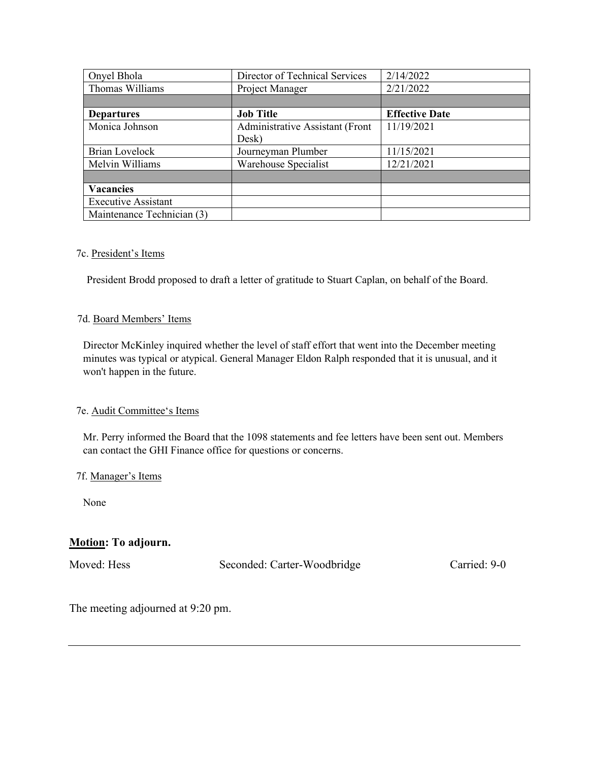| | | |
|---|---|---|
| Onyel Bhola | Director of Technical Services | 2/14/2022 |
| Thomas Williams | Project Manager | 2/21/2022 |
| | | |
| **Departures** | **Job Title** | **Effective Date** |
| Monica Johnson | Administrative Assistant (Front Desk) | 11/19/2021 |
| Brian Lovelock | Journeyman Plumber | 11/15/2021 |
| Melvin Williams | Warehouse Specialist | 12/21/2021 |
| | | |
| **Vacancies** | | |
| Executive Assistant | | |
| Maintenance Technician (3) | | |

7c. President's Items

President Brodd proposed to draft a letter of gratitude to Stuart Caplan, on behalf of the Board.

7d. Board Members' Items

Director McKinley inquired whether the level of staff effort that went into the December meeting minutes was typical or atypical. General Manager Eldon Ralph responded that it is unusual, and it won't happen in the future.

7e. Audit Committee's Items

Mr. Perry informed the Board that the 1098 statements and fee letters have been sent out. Members can contact the GHI Finance office for questions or concerns.

7f. Manager's Items

None

**Motion: To adjourn.**

Moved: Hess Seconded: Carter-Woodbridge Carried: 9-0

The meeting adjourned at 9:20 pm.